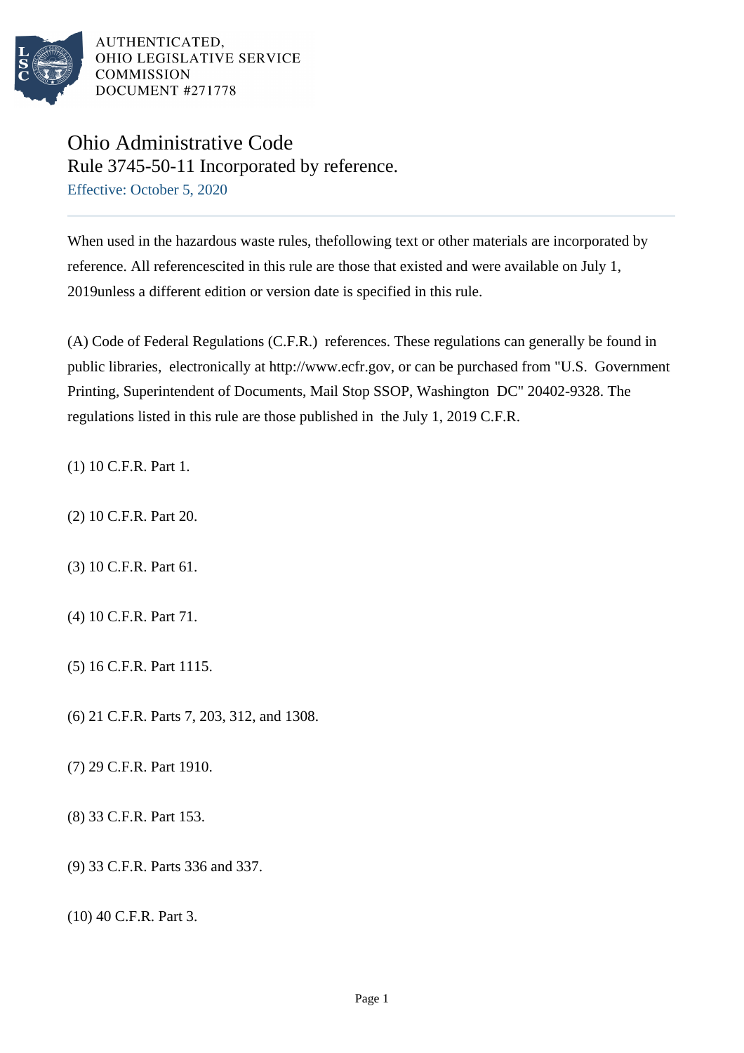AUTHENTICATED, OHIO LEGISLATIVE SERVICE COMMISSION DOCUMENT #271778

# Ohio Administrative Code
## Rule 3745-50-11 Incorporated by reference.
Effective: October 5, 2020

When used in the hazardous waste rules, thefollowing text or other materials are incorporated by reference. All referencescited in this rule are those that existed and were available on July 1, 2019unless a different edition or version date is specified in this rule.

(A) Code of Federal Regulations (C.F.R.) references. These regulations can generally be found in public libraries, electronically at http://www.ecfr.gov, or can be purchased from "U.S. Government Printing, Superintendent of Documents, Mail Stop SSOP, Washington DC" 20402-9328. The regulations listed in this rule are those published in the July 1, 2019 C.F.R.

(1) 10 C.F.R. Part 1.

(2) 10 C.F.R. Part 20.

(3) 10 C.F.R. Part 61.

(4) 10 C.F.R. Part 71.

(5) 16 C.F.R. Part 1115.

(6) 21 C.F.R. Parts 7, 203, 312, and 1308.

(7) 29 C.F.R. Part 1910.

(8) 33 C.F.R. Part 153.

(9) 33 C.F.R. Parts 336 and 337.

(10) 40 C.F.R. Part 3.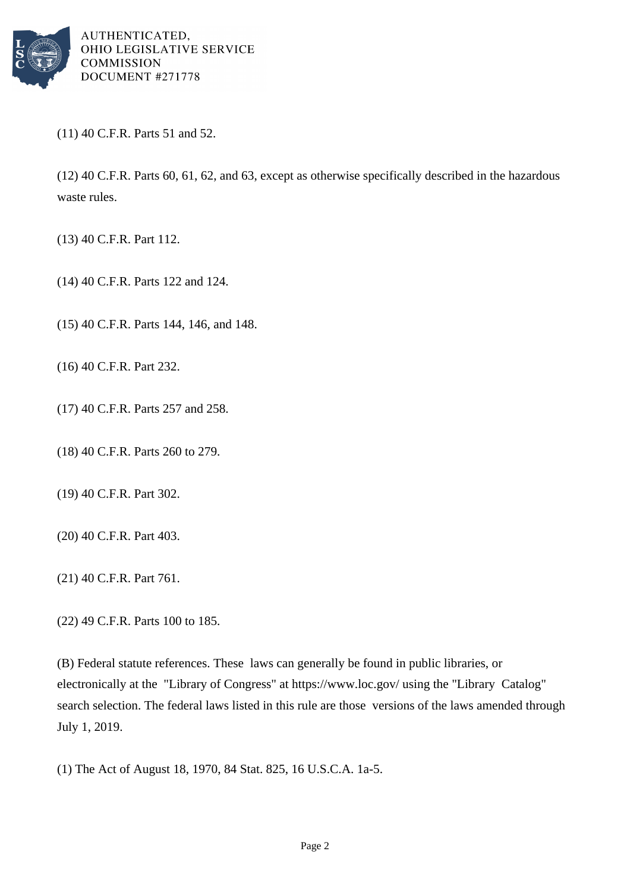(11) 40 C.F.R. Parts 51 and 52.

(12) 40 C.F.R. Parts 60, 61, 62, and 63, except as otherwise specifically described in the hazardous waste rules.

(13) 40 C.F.R. Part 112.

(14) 40 C.F.R. Parts 122 and 124.

(15) 40 C.F.R. Parts 144, 146, and 148.

(16) 40 C.F.R. Part 232.

(17) 40 C.F.R. Parts 257 and 258.

(18) 40 C.F.R. Parts 260 to 279.

(19) 40 C.F.R. Part 302.

(20) 40 C.F.R. Part 403.

(21) 40 C.F.R. Part 761.

(22) 49 C.F.R. Parts 100 to 185.

(B) Federal statute references. These laws can generally be found in public libraries, or electronically at the "Library of Congress" at https://www.loc.gov/ using the "Library Catalog" search selection. The federal laws listed in this rule are those versions of the laws amended through July 1, 2019.

(1) The Act of August 18, 1970, 84 Stat. 825, 16 U.S.C.A. 1a-5.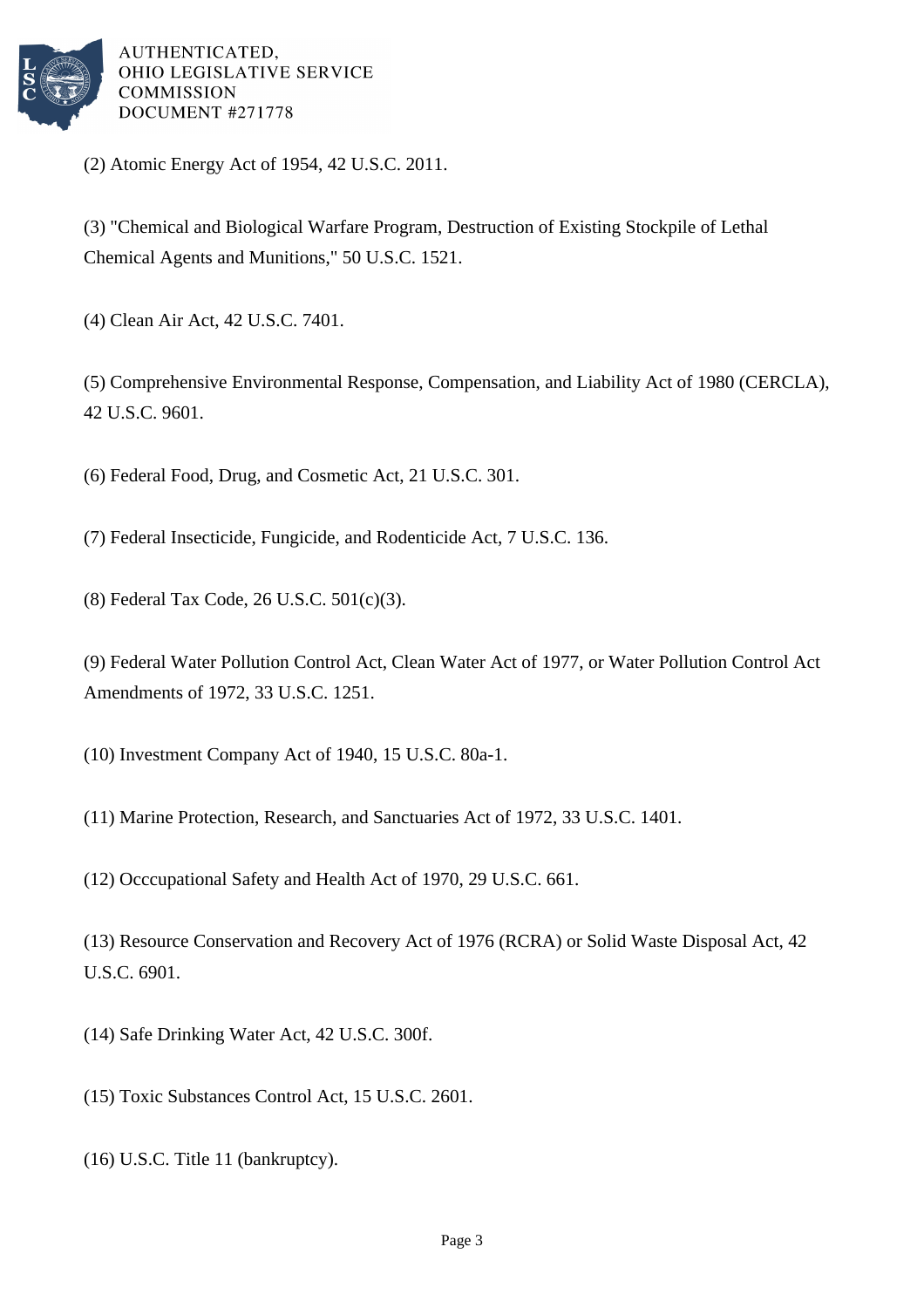(2) Atomic Energy Act of 1954, 42 U.S.C. 2011.

(3) "Chemical and Biological Warfare Program, Destruction of Existing Stockpile of Lethal Chemical Agents and Munitions," 50 U.S.C. 1521.

(4) Clean Air Act, 42 U.S.C. 7401.

(5) Comprehensive Environmental Response, Compensation, and Liability Act of 1980 (CERCLA), 42 U.S.C. 9601.

(6) Federal Food, Drug, and Cosmetic Act, 21 U.S.C. 301.

(7) Federal Insecticide, Fungicide, and Rodenticide Act, 7 U.S.C. 136.

(8) Federal Tax Code, 26 U.S.C. 501(c)(3).

(9) Federal Water Pollution Control Act, Clean Water Act of 1977, or Water Pollution Control Act Amendments of 1972, 33 U.S.C. 1251.

(10) Investment Company Act of 1940, 15 U.S.C. 80a-1.

(11) Marine Protection, Research, and Sanctuaries Act of 1972, 33 U.S.C. 1401.

(12) Occcupational Safety and Health Act of 1970, 29 U.S.C. 661.

(13) Resource Conservation and Recovery Act of 1976 (RCRA) or Solid Waste Disposal Act, 42 U.S.C. 6901.

(14) Safe Drinking Water Act, 42 U.S.C. 300f.

(15) Toxic Substances Control Act, 15 U.S.C. 2601.

(16) U.S.C. Title 11 (bankruptcy).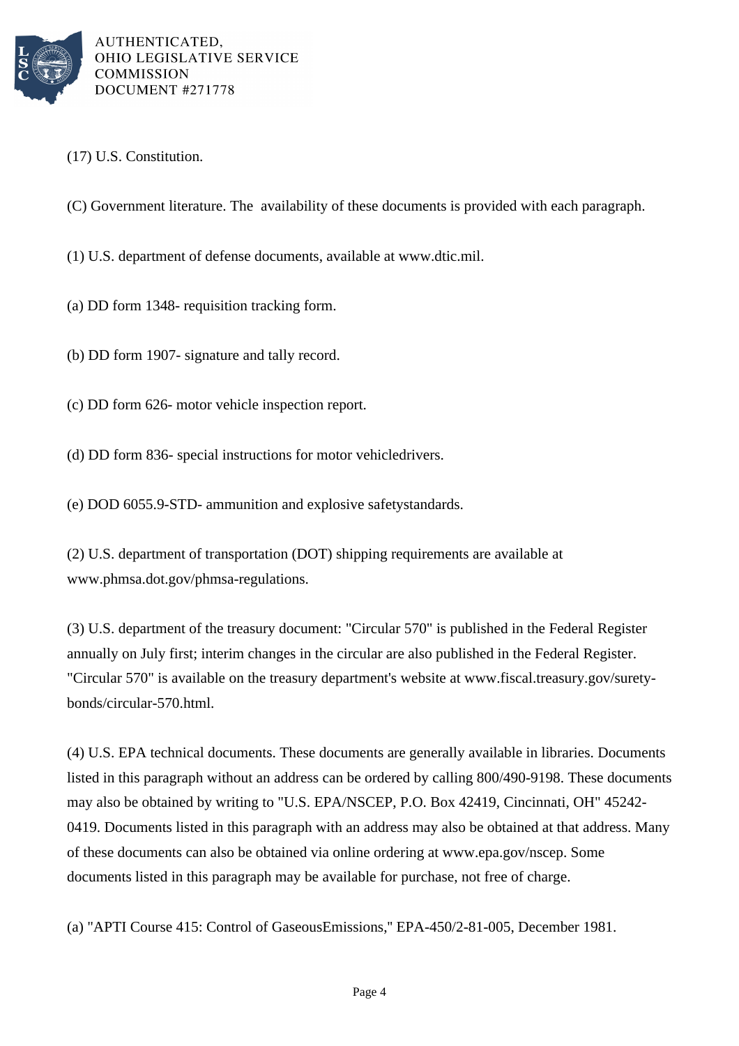(17) U.S. Constitution.

(C) Government literature. The availability of these documents is provided with each paragraph.

(1) U.S. department of defense documents, available at www.dtic.mil.

(a) DD form 1348- requisition tracking form.

(b) DD form 1907- signature and tally record.

(c) DD form 626- motor vehicle inspection report.

(d) DD form 836- special instructions for motor vehicledrivers.

(e) DOD 6055.9-STD- ammunition and explosive safetystandards.

(2) U.S. department of transportation (DOT) shipping requirements are available at www.phmsa.dot.gov/phmsa-regulations.

(3) U.S. department of the treasury document: "Circular 570" is published in the Federal Register annually on July first; interim changes in the circular are also published in the Federal Register. "Circular 570" is available on the treasury department's website at www.fiscal.treasury.gov/surety-bonds/circular-570.html.

(4) U.S. EPA technical documents. These documents are generally available in libraries. Documents listed in this paragraph without an address can be ordered by calling 800/490-9198. These documents may also be obtained by writing to "U.S. EPA/NSCEP, P.O. Box 42419, Cincinnati, OH" 45242-0419. Documents listed in this paragraph with an address may also be obtained at that address. Many of these documents can also be obtained via online ordering at www.epa.gov/nscep. Some documents listed in this paragraph may be available for purchase, not free of charge.

(a) "APTI Course 415: Control of GaseousEmissions," EPA-450/2-81-005, December 1981.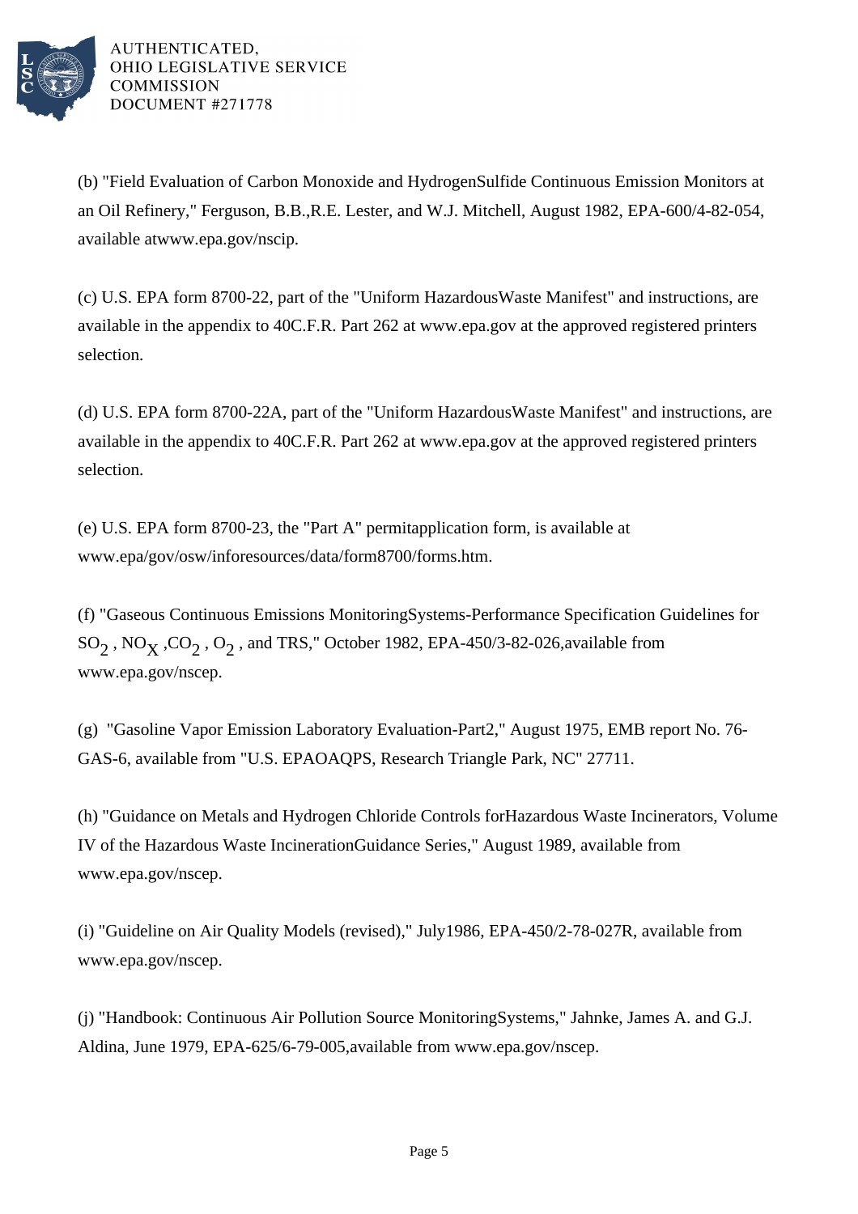(b) "Field Evaluation of Carbon Monoxide and HydrogenSulfide Continuous Emission Monitors at an Oil Refinery," Ferguson, B.B.,R.E. Lester, and W.J. Mitchell, August 1982, EPA-600/4-82-054, available atwww.epa.gov/nscip.

(c) U.S. EPA form 8700-22, part of the "Uniform HazardousWaste Manifest" and instructions, are available in the appendix to 40C.F.R. Part 262 at www.epa.gov at the approved registered printers selection.

(d) U.S. EPA form 8700-22A, part of the "Uniform HazardousWaste Manifest" and instructions, are available in the appendix to 40C.F.R. Part 262 at www.epa.gov at the approved registered printers selection.

(e) U.S. EPA form 8700-23, the "Part A" permitapplication form, is available at www.epa/gov/osw/inforesources/data/form8700/forms.htm.

(f) "Gaseous Continuous Emissions MonitoringSystems-Performance Specification Guidelines for $SO_2$ , $NO_X$ ,$CO_2$ , $O_2$ , and TRS," October 1982, EPA-450/3-82-026,available from www.epa.gov/nscep.

(g) "Gasoline Vapor Emission Laboratory Evaluation-Part2," August 1975, EMB report No. 76-GAS-6, available from "U.S. EPAOAQPS, Research Triangle Park, NC" 27711.

(h) "Guidance on Metals and Hydrogen Chloride Controls forHazardous Waste Incinerators, Volume IV of the Hazardous Waste IncinerationGuidance Series," August 1989, available from www.epa.gov/nscep.

(i) "Guideline on Air Quality Models (revised)," July1986, EPA-450/2-78-027R, available from www.epa.gov/nscep.

(j) "Handbook: Continuous Air Pollution Source MonitoringSystems," Jahnke, James A. and G.J. Aldina, June 1979, EPA-625/6-79-005,available from www.epa.gov/nscep.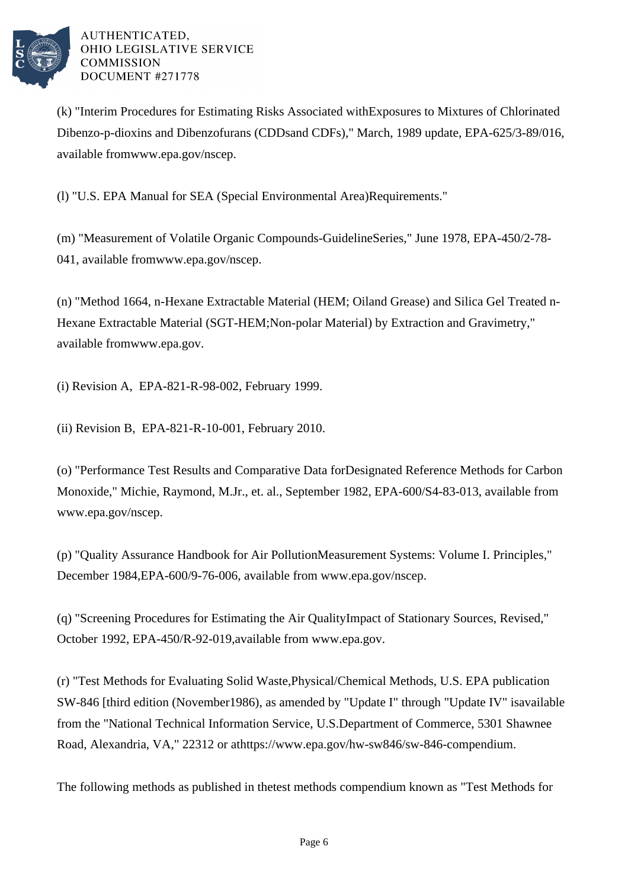(k) "Interim Procedures for Estimating Risks Associated withExposures to Mixtures of Chlorinated Dibenzo-p-dioxins and Dibenzofurans (CDDsand CDFs)," March, 1989 update, EPA-625/3-89/016, available fromwww.epa.gov/nscep.

(l) "U.S. EPA Manual for SEA (Special Environmental Area)Requirements."

(m) "Measurement of Volatile Organic Compounds-GuidelineSeries," June 1978, EPA-450/2-78-041, available fromwww.epa.gov/nscep.

(n) "Method 1664, n-Hexane Extractable Material (HEM; Oiland Grease) and Silica Gel Treated n-Hexane Extractable Material (SGT-HEM;Non-polar Material) by Extraction and Gravimetry," available fromwww.epa.gov.

(i) Revision A, EPA-821-R-98-002, February 1999.

(ii) Revision B, EPA-821-R-10-001, February 2010.

(o) "Performance Test Results and Comparative Data forDesignated Reference Methods for Carbon Monoxide," Michie, Raymond, M.Jr., et. al., September 1982, EPA-600/S4-83-013, available from www.epa.gov/nscep.

(p) "Quality Assurance Handbook for Air PollutionMeasurement Systems: Volume I. Principles," December 1984,EPA-600/9-76-006, available from www.epa.gov/nscep.

(q) "Screening Procedures for Estimating the Air QualityImpact of Stationary Sources, Revised," October 1992, EPA-450/R-92-019,available from www.epa.gov.

(r) "Test Methods for Evaluating Solid Waste,Physical/Chemical Methods, U.S. EPA publication SW-846 [third edition (November1986), as amended by "Update I" through "Update IV" isavailable from the "National Technical Information Service, U.S.Department of Commerce, 5301 Shawnee Road, Alexandria, VA," 22312 or athttps://www.epa.gov/hw-sw846/sw-846-compendium.

The following methods as published in thetest methods compendium known as "Test Methods for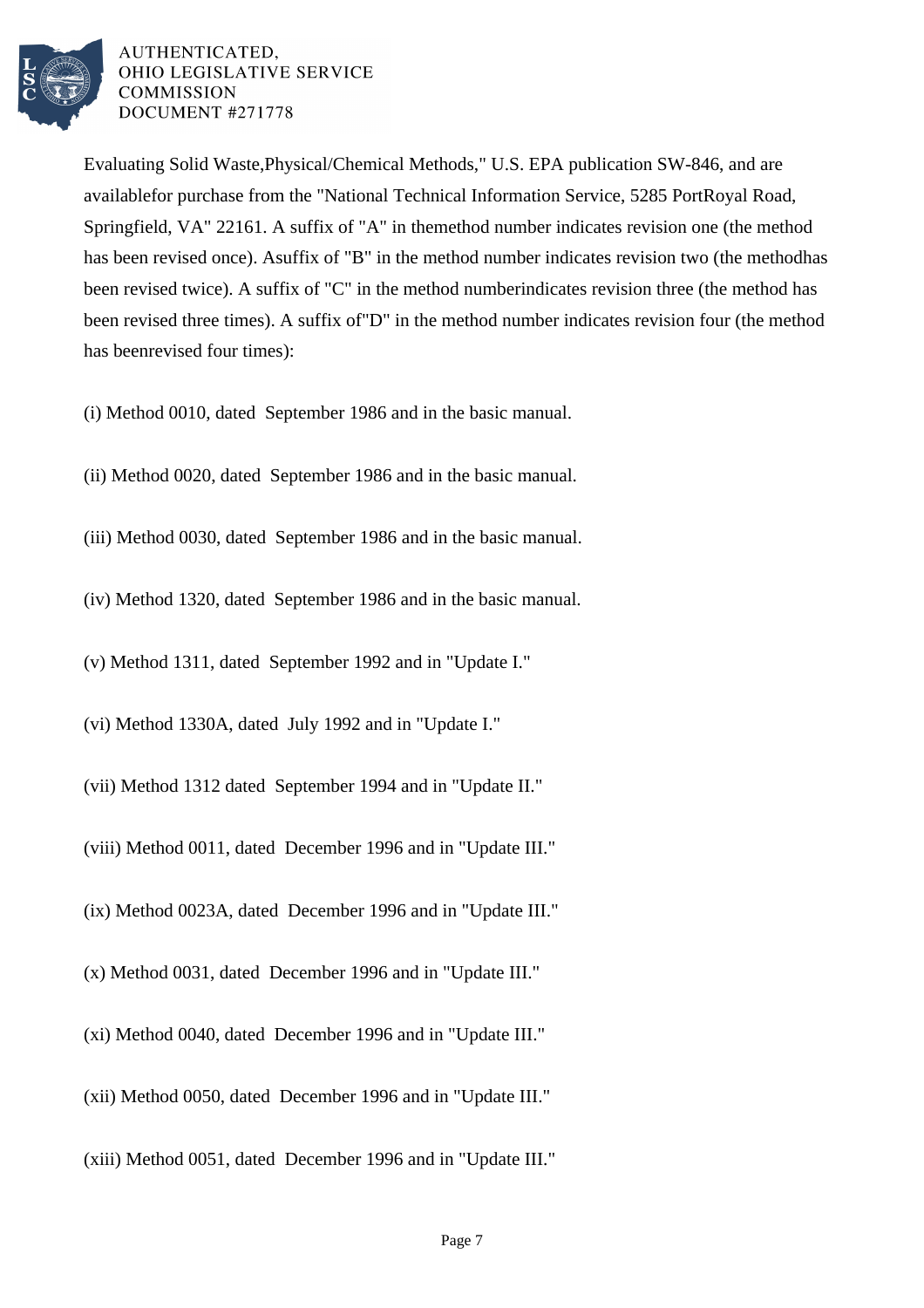Evaluating Solid Waste,Physical/Chemical Methods," U.S. EPA publication SW-846, and are availablefor purchase from the "National Technical Information Service, 5285 PortRoyal Road, Springfield, VA" 22161. A suffix of "A" in themethod number indicates revision one (the method has been revised once). Asuffix of "B" in the method number indicates revision two (the methodhas been revised twice). A suffix of "C" in the method numberindicates revision three (the method has been revised three times). A suffix of"D" in the method number indicates revision four (the method has beenrevised four times):

(i) Method 0010, dated September 1986 and in the basic manual.

(ii) Method 0020, dated September 1986 and in the basic manual.

(iii) Method 0030, dated September 1986 and in the basic manual.

(iv) Method 1320, dated September 1986 and in the basic manual.

(v) Method 1311, dated September 1992 and in "Update I."

(vi) Method 1330A, dated July 1992 and in "Update I."

(vii) Method 1312 dated September 1994 and in "Update II."

(viii) Method 0011, dated December 1996 and in "Update III."

(ix) Method 0023A, dated December 1996 and in "Update III."

(x) Method 0031, dated December 1996 and in "Update III."

(xi) Method 0040, dated December 1996 and in "Update III."

(xii) Method 0050, dated December 1996 and in "Update III."

(xiii) Method 0051, dated December 1996 and in "Update III."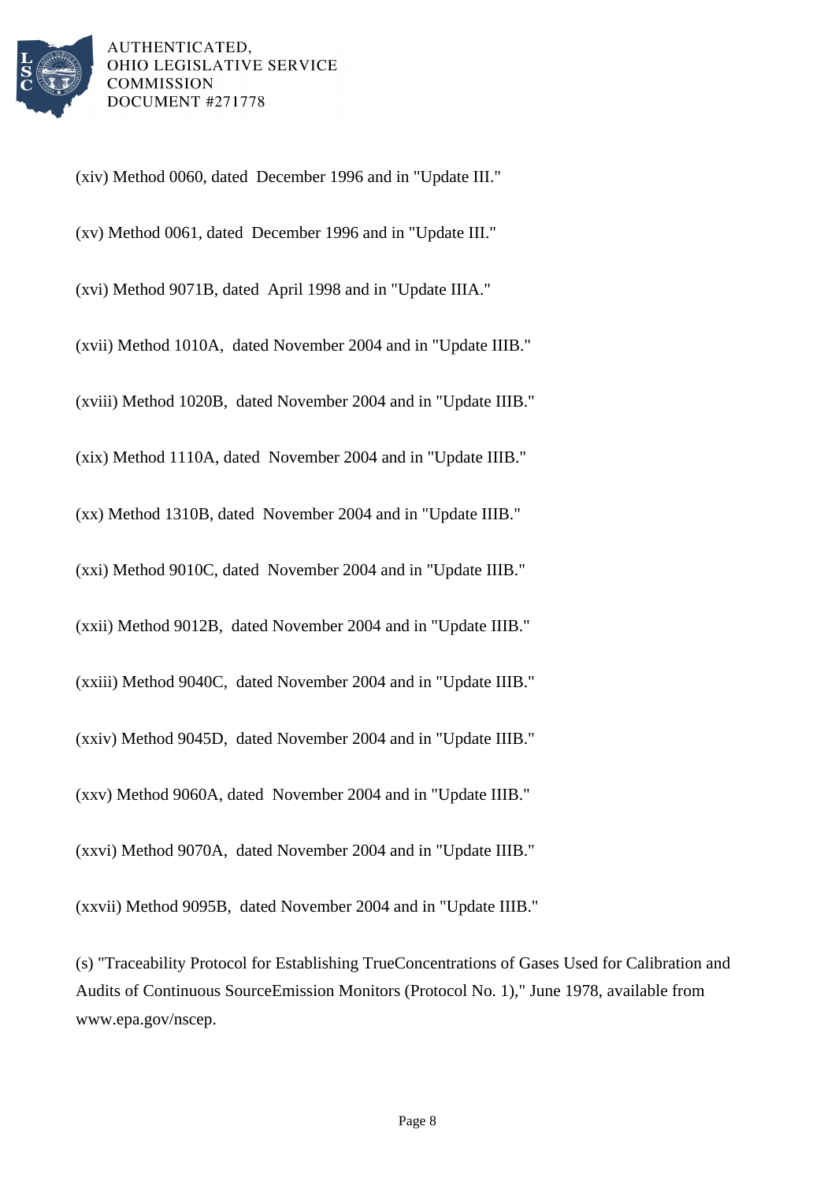(xiv) Method 0060, dated December 1996 and in "Update III."

(xv) Method 0061, dated December 1996 and in "Update III."

(xvi) Method 9071B, dated April 1998 and in "Update IIIA."

(xvii) Method 1010A, dated November 2004 and in "Update IIIB."

(xviii) Method 1020B, dated November 2004 and in "Update IIIB."

(xix) Method 1110A, dated November 2004 and in "Update IIIB."

(xx) Method 1310B, dated November 2004 and in "Update IIIB."

(xxi) Method 9010C, dated November 2004 and in "Update IIIB."

(xxii) Method 9012B, dated November 2004 and in "Update IIIB."

(xxiii) Method 9040C, dated November 2004 and in "Update IIIB."

(xxiv) Method 9045D, dated November 2004 and in "Update IIIB."

(xxv) Method 9060A, dated November 2004 and in "Update IIIB."

(xxvi) Method 9070A, dated November 2004 and in "Update IIIB."

(xxvii) Method 9095B, dated November 2004 and in "Update IIIB."

(s) "Traceability Protocol for Establishing TrueConcentrations of Gases Used for Calibration and Audits of Continuous SourceEmission Monitors (Protocol No. 1)," June 1978, available from www.epa.gov/nscep.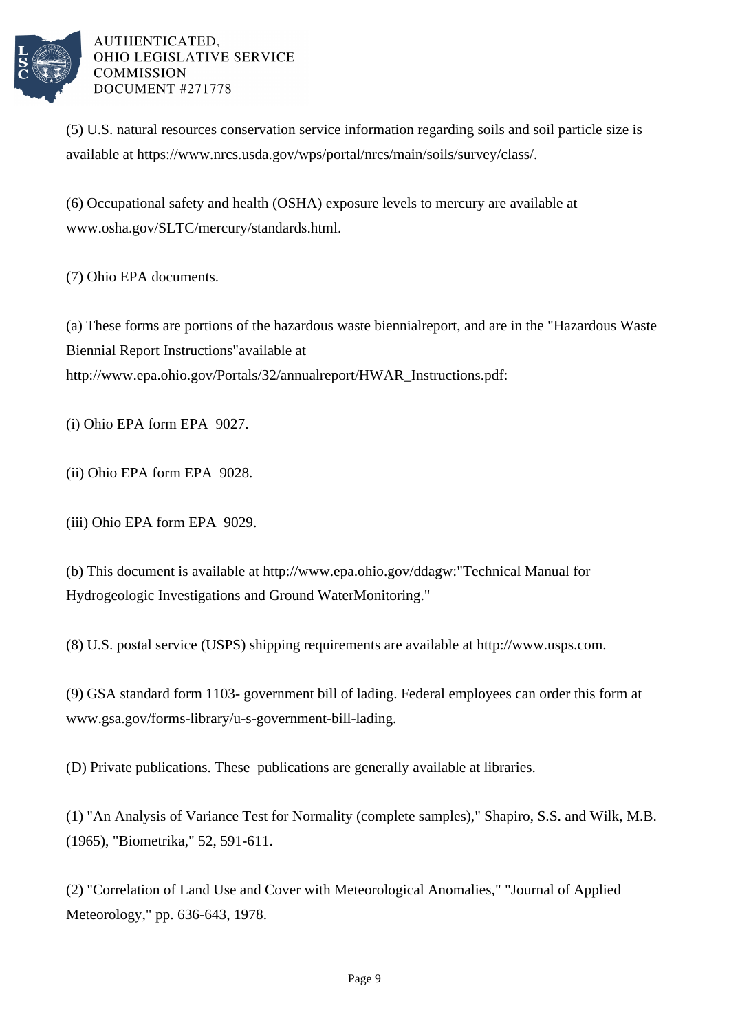(5) U.S. natural resources conservation service information regarding soils and soil particle size is available at https://www.nrcs.usda.gov/wps/portal/nrcs/main/soils/survey/class/.

(6) Occupational safety and health (OSHA) exposure levels to mercury are available at www.osha.gov/SLTC/mercury/standards.html.

(7) Ohio EPA documents.

(a) These forms are portions of the hazardous waste biennialreport, and are in the "Hazardous Waste Biennial Report Instructions"available at http://www.epa.ohio.gov/Portals/32/annualreport/HWAR_Instructions.pdf:

(i) Ohio EPA form EPA 9027.

(ii) Ohio EPA form EPA 9028.

(iii) Ohio EPA form EPA 9029.

(b) This document is available at http://www.epa.ohio.gov/ddagw:"Technical Manual for Hydrogeologic Investigations and Ground WaterMonitoring."

(8) U.S. postal service (USPS) shipping requirements are available at http://www.usps.com.

(9) GSA standard form 1103- government bill of lading. Federal employees can order this form at www.gsa.gov/forms-library/u-s-government-bill-lading.

(D) Private publications. These publications are generally available at libraries.

(1) "An Analysis of Variance Test for Normality (complete samples)," Shapiro, S.S. and Wilk, M.B. (1965), "Biometrika," 52, 591-611.

(2) "Correlation of Land Use and Cover with Meteorological Anomalies," "Journal of Applied Meteorology," pp. 636-643, 1978.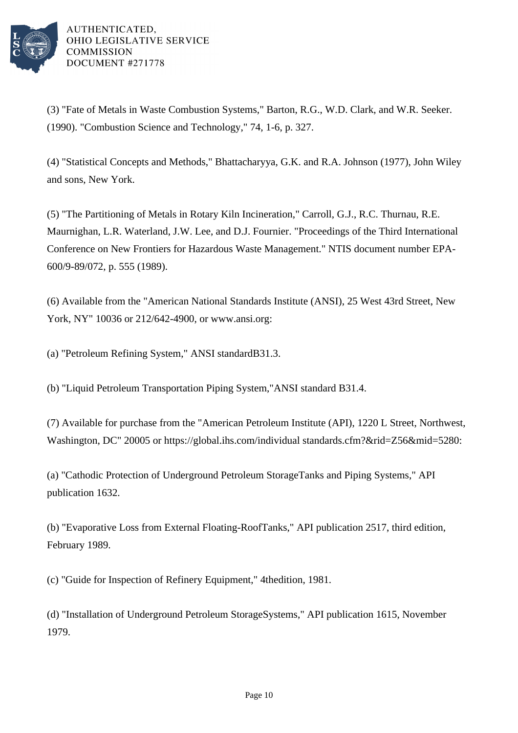(3) "Fate of Metals in Waste Combustion Systems," Barton, R.G., W.D. Clark, and W.R. Seeker. (1990). "Combustion Science and Technology," 74, 1-6, p. 327.

(4) "Statistical Concepts and Methods," Bhattacharyya, G.K. and R.A. Johnson (1977), John Wiley and sons, New York.

(5) "The Partitioning of Metals in Rotary Kiln Incineration," Carroll, G.J., R.C. Thurnau, R.E. Maurnighan, L.R. Waterland, J.W. Lee, and D.J. Fournier. "Proceedings of the Third International Conference on New Frontiers for Hazardous Waste Management." NTIS document number EPA-600/9-89/072, p. 555 (1989).

(6) Available from the "American National Standards Institute (ANSI), 25 West 43rd Street, New York, NY" 10036 or 212/642-4900, or www.ansi.org:

(a) "Petroleum Refining System," ANSI standardB31.3.

(b) "Liquid Petroleum Transportation Piping System,"ANSI standard B31.4.

(7) Available for purchase from the "American Petroleum Institute (API), 1220 L Street, Northwest, Washington, DC" 20005 or https://global.ihs.com/individual standards.cfm?&rid=Z56&mid=5280:

(a) "Cathodic Protection of Underground Petroleum StorageTanks and Piping Systems," API publication 1632.

(b) "Evaporative Loss from External Floating-RoofTanks," API publication 2517, third edition, February 1989.

(c) "Guide for Inspection of Refinery Equipment," 4thedition, 1981.

(d) "Installation of Underground Petroleum StorageSystems," API publication 1615, November 1979.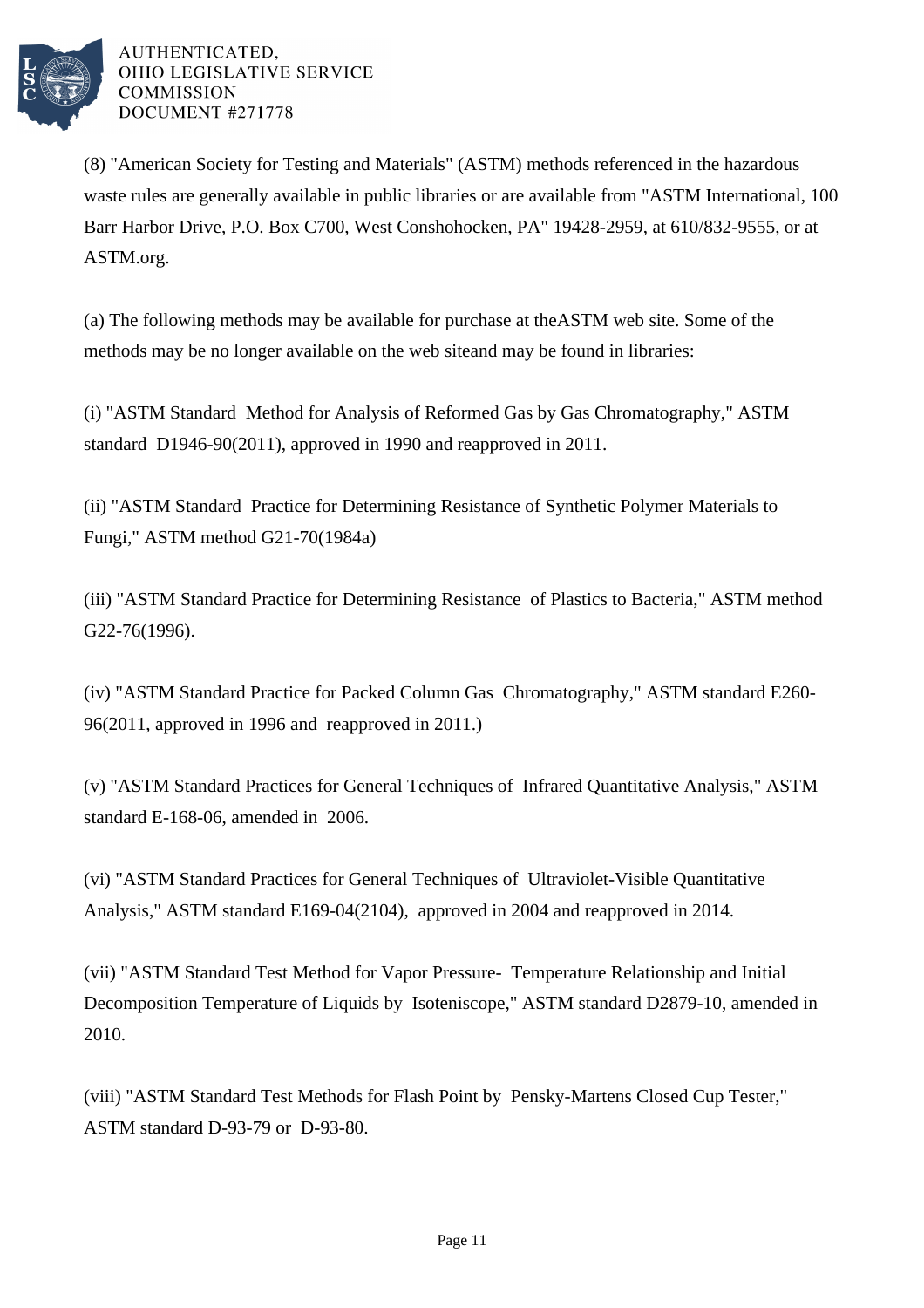(8) "American Society for Testing and Materials" (ASTM) methods referenced in the hazardous waste rules are generally available in public libraries or are available from "ASTM International, 100 Barr Harbor Drive, P.O. Box C700, West Conshohocken, PA" 19428-2959, at 610/832-9555, or at ASTM.org.

(a) The following methods may be available for purchase at theASTM web site. Some of the methods may be no longer available on the web siteand may be found in libraries:

(i) "ASTM Standard Method for Analysis of Reformed Gas by Gas Chromatography," ASTM standard D1946-90(2011), approved in 1990 and reapproved in 2011.

(ii) "ASTM Standard Practice for Determining Resistance of Synthetic Polymer Materials to Fungi," ASTM method G21-70(1984a)

(iii) "ASTM Standard Practice for Determining Resistance of Plastics to Bacteria," ASTM method G22-76(1996).

(iv) "ASTM Standard Practice for Packed Column Gas Chromatography," ASTM standard E260-96(2011, approved in 1996 and reapproved in 2011.)

(v) "ASTM Standard Practices for General Techniques of Infrared Quantitative Analysis," ASTM standard E-168-06, amended in 2006.

(vi) "ASTM Standard Practices for General Techniques of Ultraviolet-Visible Quantitative Analysis," ASTM standard E169-04(2104), approved in 2004 and reapproved in 2014.

(vii) "ASTM Standard Test Method for Vapor Pressure- Temperature Relationship and Initial Decomposition Temperature of Liquids by Isoteniscope," ASTM standard D2879-10, amended in 2010.

(viii) "ASTM Standard Test Methods for Flash Point by Pensky-Martens Closed Cup Tester," ASTM standard D-93-79 or D-93-80.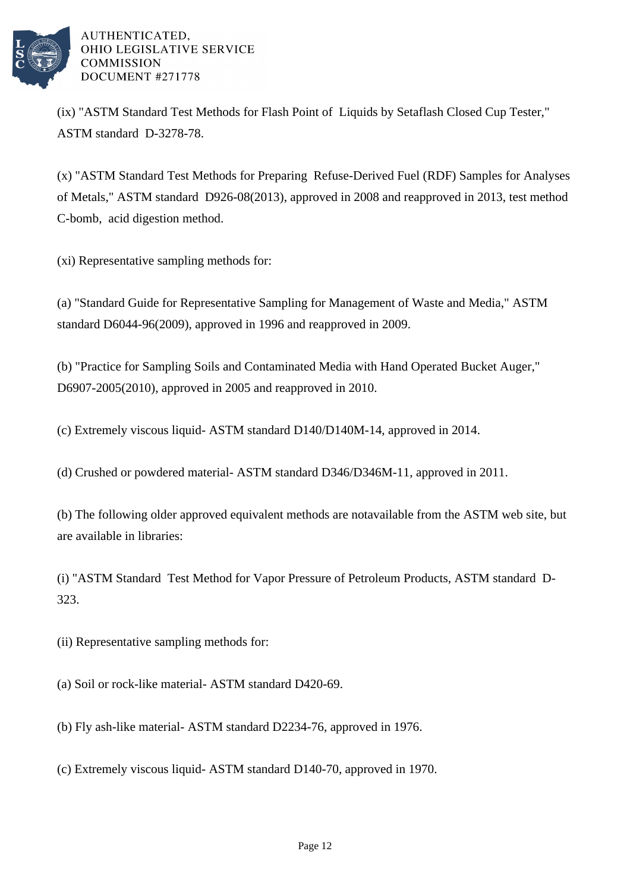(ix) "ASTM Standard Test Methods for Flash Point of Liquids by Setaflash Closed Cup Tester," ASTM standard D-3278-78.

(x) "ASTM Standard Test Methods for Preparing Refuse-Derived Fuel (RDF) Samples for Analyses of Metals," ASTM standard D926-08(2013), approved in 2008 and reapproved in 2013, test method C-bomb, acid digestion method.

(xi) Representative sampling methods for:

(a) "Standard Guide for Representative Sampling for Management of Waste and Media," ASTM standard D6044-96(2009), approved in 1996 and reapproved in 2009.

(b) "Practice for Sampling Soils and Contaminated Media with Hand Operated Bucket Auger," D6907-2005(2010), approved in 2005 and reapproved in 2010.

(c) Extremely viscous liquid- ASTM standard D140/D140M-14, approved in 2014.

(d) Crushed or powdered material- ASTM standard D346/D346M-11, approved in 2011.

(b) The following older approved equivalent methods are notavailable from the ASTM web site, but are available in libraries:

(i) "ASTM Standard Test Method for Vapor Pressure of Petroleum Products, ASTM standard D-323.

(ii) Representative sampling methods for:

(a) Soil or rock-like material- ASTM standard D420-69.

(b) Fly ash-like material- ASTM standard D2234-76, approved in 1976.

(c) Extremely viscous liquid- ASTM standard D140-70, approved in 1970.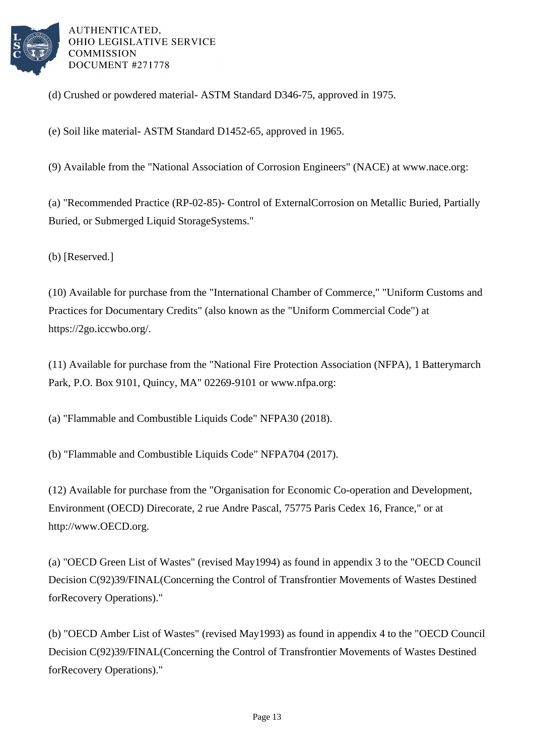(d) Crushed or powdered material- ASTM Standard D346-75, approved in 1975.

(e) Soil like material- ASTM Standard D1452-65, approved in 1965.

(9) Available from the "National Association of Corrosion Engineers" (NACE) at www.nace.org:

(a) "Recommended Practice (RP-02-85)- Control of ExternalCorrosion on Metallic Buried, Partially Buried, or Submerged Liquid StorageSystems."

(b) [Reserved.]

(10) Available for purchase from the "International Chamber of Commerce," "Uniform Customs and Practices for Documentary Credits" (also known as the "Uniform Commercial Code") at https://2go.iccwbo.org/.

(11) Available for purchase from the "National Fire Protection Association (NFPA), 1 Batterymarch Park, P.O. Box 9101, Quincy, MA" 02269-9101 or www.nfpa.org:

(a) "Flammable and Combustible Liquids Code" NFPA30 (2018).

(b) "Flammable and Combustible Liquids Code" NFPA704 (2017).

(12) Available for purchase from the "Organisation for Economic Co-operation and Development, Environment (OECD) Direcorate, 2 rue Andre Pascal, 75775 Paris Cedex 16, France," or at http://www.OECD.org.

(a) "OECD Green List of Wastes" (revised May1994) as found in appendix 3 to the "OECD Council Decision C(92)39/FINAL(Concerning the Control of Transfrontier Movements of Wastes Destined forRecovery Operations)."

(b) "OECD Amber List of Wastes" (revised May1993) as found in appendix 4 to the "OECD Council Decision C(92)39/FINAL(Concerning the Control of Transfrontier Movements of Wastes Destined forRecovery Operations)."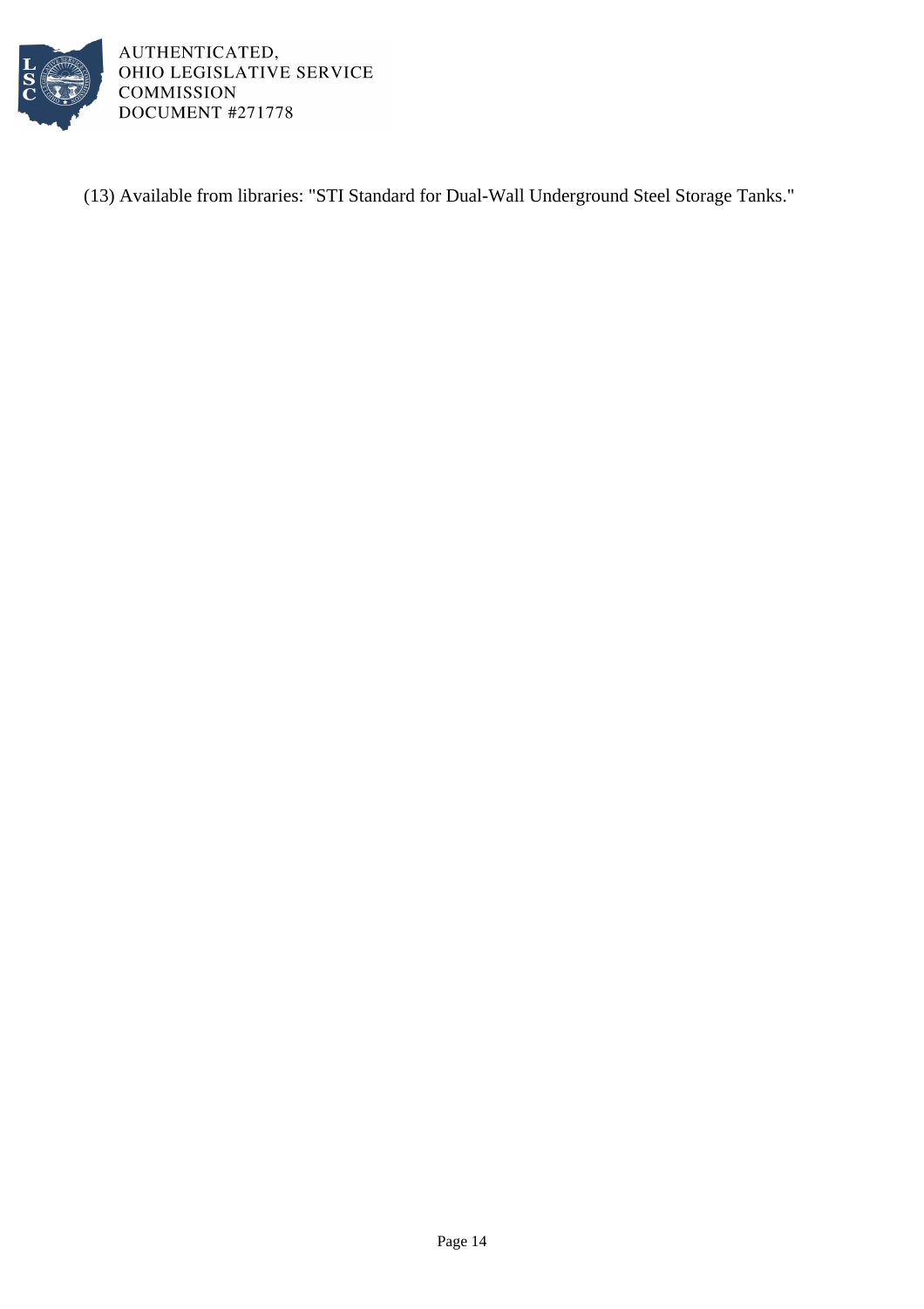(13) Available from libraries: "STI Standard for Dual-Wall Underground Steel Storage Tanks."